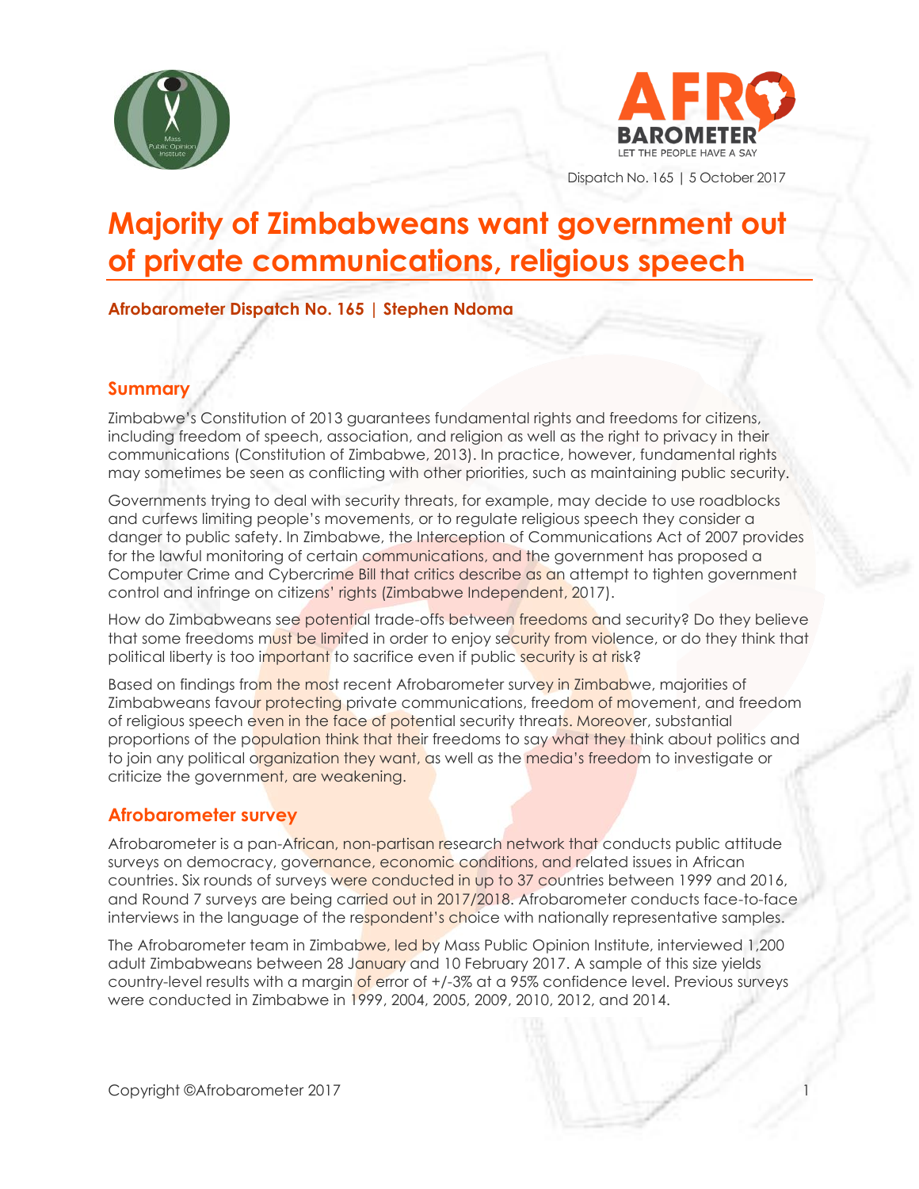Dispatch No. 165 | 5 October 2017

# Majority of Zimbabweans want government out of private communications, religious speech

**Afrobarometer Dispatch No. 165 | Stephen Ndoma**

## Summary

Zimbabwe's Constitution of 2013 guarantees fundamental rights and freedoms for citizens, including freedom of speech, association, and religion as well as the right to privacy in their communications (Constitution of Zimbabwe, 2013). In practice, however, fundamental rights may sometimes be seen as conflicting with other priorities, such as maintaining public security.

Governments trying to deal with security threats, for example, may decide to use roadblocks and curfews limiting people's movements, or to regulate religious speech they consider a danger to public safety. In Zimbabwe, the Interception of Communications Act of 2007 provides for the lawful monitoring of certain communications, and the government has proposed a Computer Crime and Cybercrime Bill that critics describe as an attempt to tighten government control and infringe on citizens' rights (Zimbabwe Independent, 2017).

How do Zimbabweans see potential trade-offs between freedoms and security? Do they believe that some freedoms must be limited in order to enjoy security from violence, or do they think that political liberty is too important to sacrifice even if public security is at risk?

Based on findings from the most recent Afrobarometer survey in Zimbabwe, majorities of Zimbabweans favour protecting private communications, freedom of movement, and freedom of religious speech even in the face of potential security threats. Moreover, substantial proportions of the population think that their freedoms to say what they think about politics and to join any political organization they want, as well as the media's freedom to investigate or criticize the government, are weakening.

## Afrobarometer survey

Afrobarometer is a pan-African, non-partisan research network that conducts public attitude surveys on democracy, governance, economic conditions, and related issues in African countries. Six rounds of surveys were conducted in up to 37 countries between 1999 and 2016, and Round 7 surveys are being carried out in 2017/2018. Afrobarometer conducts face-to-face interviews in the language of the respondent's choice with nationally representative samples.

The Afrobarometer team in Zimbabwe, led by Mass Public Opinion Institute, interviewed 1,200 adult Zimbabweans between 28 January and 10 February 2017. A sample of this size yields country-level results with a margin of error of +/-3% at a 95% confidence level. Previous surveys were conducted in Zimbabwe in 1999, 2004, 2005, 2009, 2010, 2012, and 2014.

Copyright ©Afrobarometer 2017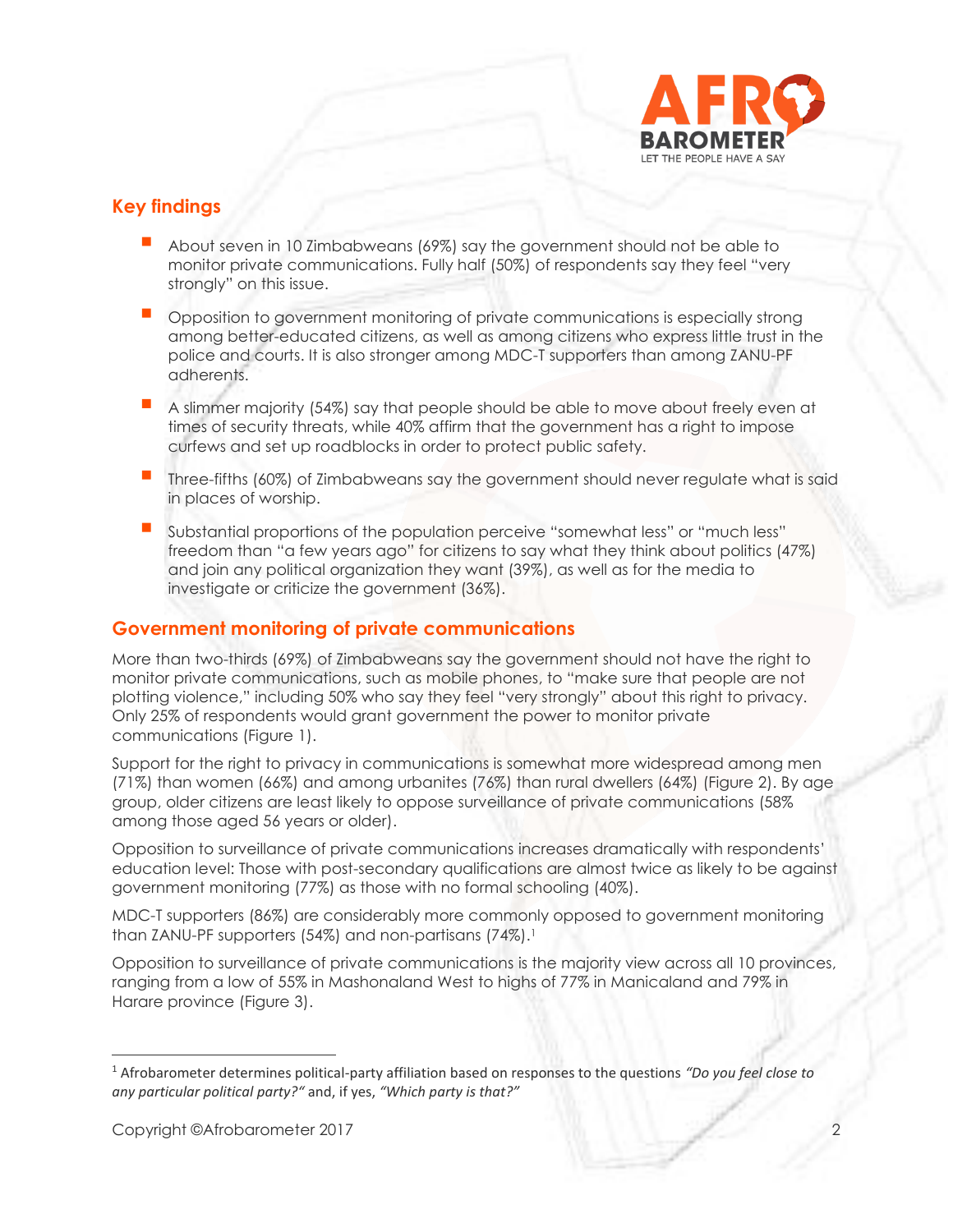## Key findings

- About seven in 10 Zimbabweans (69%) say the government should not be able to monitor private communications. Fully half (50%) of respondents say they feel "very strongly" on this issue.
- Opposition to government monitoring of private communications is especially strong among better-educated citizens, as well as among citizens who express little trust in the police and courts. It is also stronger among MDC-T supporters than among ZANU-PF adherents.
- A slimmer majority (54%) say that people should be able to move about freely even at times of security threats, while 40% affirm that the government has a right to impose curfews and set up roadblocks in order to protect public safety.
- Three-fifths (60%) of Zimbabweans say the government should never regulate what is said in places of worship.
- Substantial proportions of the population perceive "somewhat less" or "much less" freedom than "a few years ago" for citizens to say what they think about politics (47%) and join any political organization they want (39%), as well as for the media to investigate or criticize the government (36%).

## Government monitoring of private communications

More than two-thirds (69%) of Zimbabweans say the government should not have the right to monitor private communications, such as mobile phones, to "make sure that people are not plotting violence," including 50% who say they feel "very strongly" about this right to privacy. Only 25% of respondents would grant government the power to monitor private communications (Figure 1).

Support for the right to privacy in communications is somewhat more widespread among men (71%) than women (66%) and among urbanites (76%) than rural dwellers (64%) (Figure 2). By age group, older citizens are least likely to oppose surveillance of private communications (58% among those aged 56 years or older).

Opposition to surveillance of private communications increases dramatically with respondents' education level: Those with post-secondary qualifications are almost twice as likely to be against government monitoring (77%) as those with no formal schooling (40%).

MDC-T supporters (86%) are considerably more commonly opposed to government monitoring than ZANU-PF supporters (54%) and non-partisans (74%).[1]

Opposition to surveillance of private communications is the majority view across all 10 provinces, ranging from a low of 55% in Mashonaland West to highs of 77% in Manicaland and 79% in Harare province (Figure 3).

---

[1] Afrobarometer determines political-party affiliation based on responses to the questions *"Do you feel close to any particular political party?"* and, if yes, *"Which party is that?"*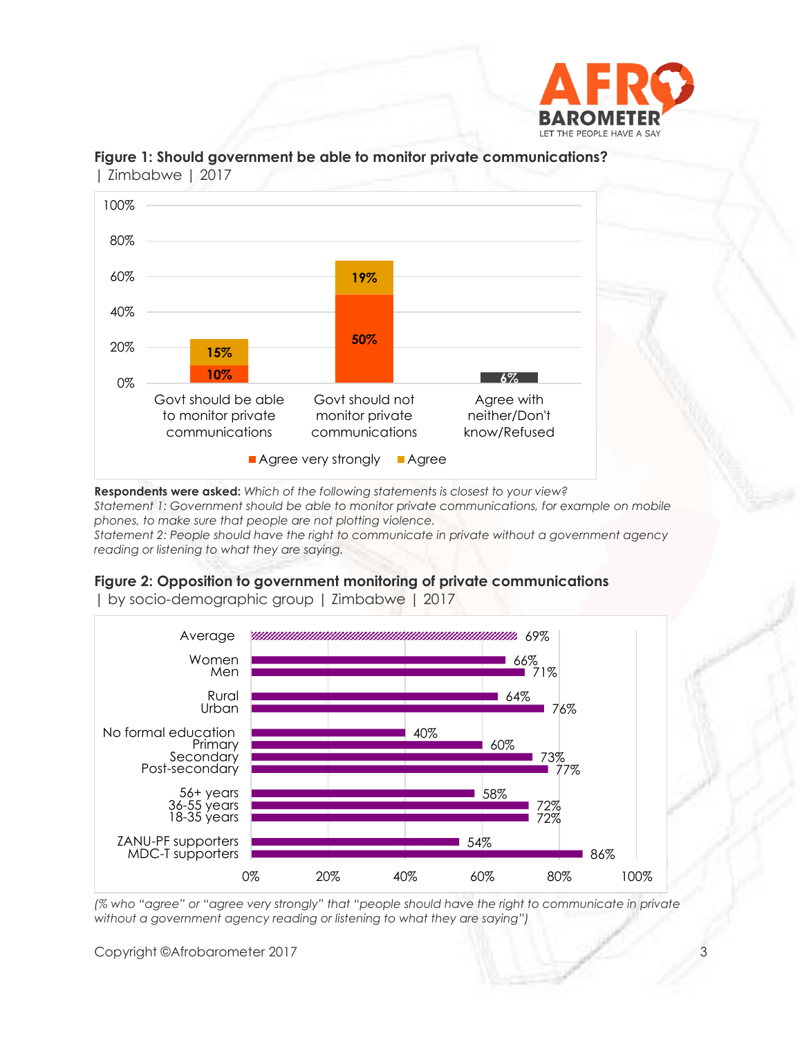**Figure 1: Should government be able to monitor private communications?** | Zimbabwe | 2017

| | Agree very strongly | Agree |
|---|---|---|
| Govt should be able to monitor private communications | 10% | 15% |
| Govt should not monitor private communications | 50% | 19% |
| Agree with neither/Don't know/Refused | 6% | |

**Respondents were asked:** *Which of the following statements is closest to your view?*
*Statement 1: Government should be able to monitor private communications, for example on mobile phones, to make sure that people are not plotting violence.*
*Statement 2: People should have the right to communicate in private without a government agency reading or listening to what they are saying.*

**Figure 2: Opposition to government monitoring of private communications** | by socio-demographic group | Zimbabwe | 2017

| Group | % |
|---|---|
| Average | 69% |
| Women | 66% |
| Men | 71% |
| Rural | 64% |
| Urban | 76% |
| No formal education | 40% |
| Primary | 60% |
| Secondary | 73% |
| Post-secondary | 77% |
| 56+ years | 58% |
| 36-55 years | 72% |
| 18-35 years | 72% |
| ZANU-PF supporters | 54% |
| MDC-T supporters | 86% |

*(% who "agree" or "agree very strongly" that "people should have the right to communicate in private without a government agency reading or listening to what they are saying")*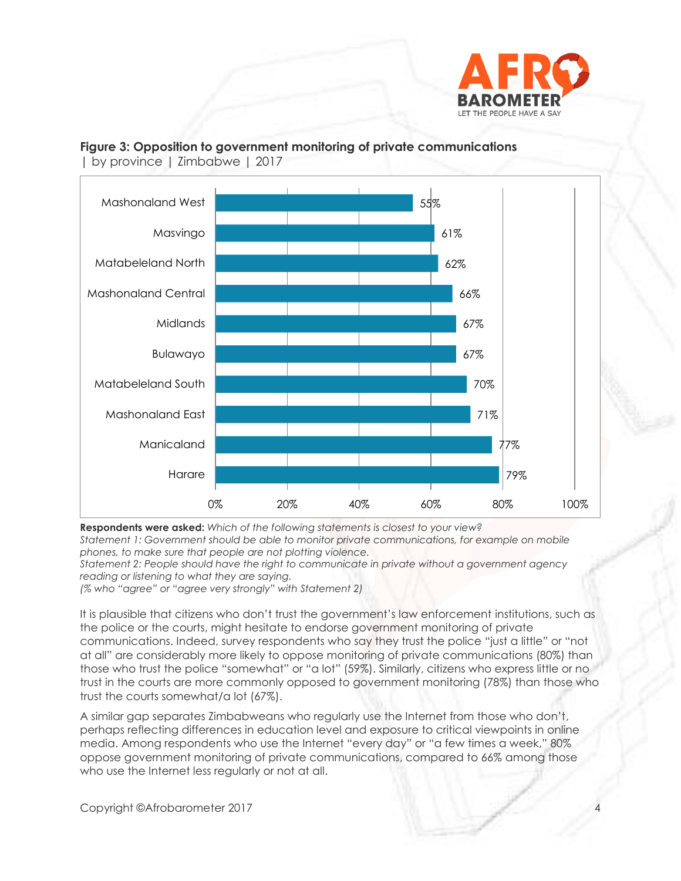**Figure 3: Opposition to government monitoring of private communications**
| by province | Zimbabwe | 2017

| Province | % |
|---|---|
| Mashonaland West | 55% |
| Masvingo | 61% |
| Matabeleland North | 62% |
| Mashonaland Central | 66% |
| Midlands | 67% |
| Bulawayo | 67% |
| Matabeleland South | 70% |
| Mashonaland East | 71% |
| Manicaland | 77% |
| Harare | 79% |

**Respondents were asked:** *Which of the following statements is closest to your view?*
*Statement 1: Government should be able to monitor private communications, for example on mobile phones, to make sure that people are not plotting violence.*
*Statement 2: People should have the right to communicate in private without a government agency reading or listening to what they are saying.*
*(% who "agree" or "agree very strongly" with Statement 2)*

It is plausible that citizens who don't trust the government's law enforcement institutions, such as the police or the courts, might hesitate to endorse government monitoring of private communications. Indeed, survey respondents who say they trust the police "just a little" or "not at all" are considerably more likely to oppose monitoring of private communications (80%) than those who trust the police "somewhat" or "a lot" (59%). Similarly, citizens who express little or no trust in the courts are more commonly opposed to government monitoring (78%) than those who trust the courts somewhat/a lot (67%).

A similar gap separates Zimbabweans who regularly use the Internet from those who don't, perhaps reflecting differences in education level and exposure to critical viewpoints in online media. Among respondents who use the Internet "every day" or "a few times a week," 80% oppose government monitoring of private communications, compared to 66% among those who use the Internet less regularly or not at all.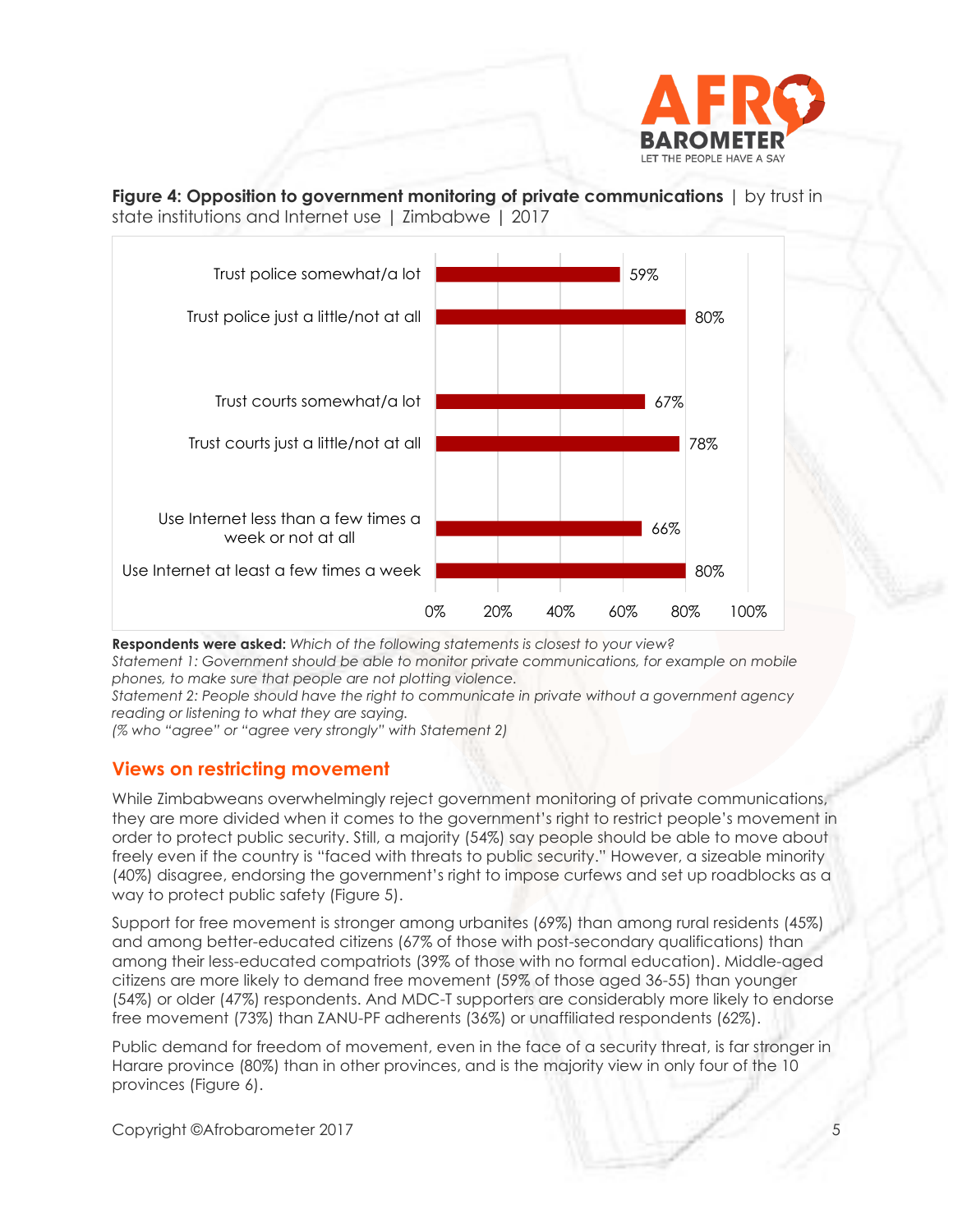**Figure 4: Opposition to government monitoring of private communications** | by trust in state institutions and Internet use | Zimbabwe | 2017

| | % |
|---|---|
| Trust police somewhat/a lot | 59% |
| Trust police just a little/not at all | 80% |
| Trust courts somewhat/a lot | 67% |
| Trust courts just a little/not at all | 78% |
| Use Internet less than a few times a week or not at all | 66% |
| Use Internet at least a few times a week | 80% |

**Respondents were asked:** *Which of the following statements is closest to your view?*
*Statement 1: Government should be able to monitor private communications, for example on mobile phones, to make sure that people are not plotting violence.*
*Statement 2: People should have the right to communicate in private without a government agency reading or listening to what they are saying.*
*(% who "agree" or "agree very strongly" with Statement 2)*

## Views on restricting movement

While Zimbabweans overwhelmingly reject government monitoring of private communications, they are more divided when it comes to the government's right to restrict people's movement in order to protect public security. Still, a majority (54%) say people should be able to move about freely even if the country is "faced with threats to public security." However, a sizeable minority (40%) disagree, endorsing the government's right to impose curfews and set up roadblocks as a way to protect public safety (Figure 5).

Support for free movement is stronger among urbanites (69%) than among rural residents (45%) and among better-educated citizens (67% of those with post-secondary qualifications) than among their less-educated compatriots (39% of those with no formal education). Middle-aged citizens are more likely to demand free movement (59% of those aged 36-55) than younger (54%) or older (47%) respondents. And MDC-T supporters are considerably more likely to endorse free movement (73%) than ZANU-PF adherents (36%) or unaffiliated respondents (62%).

Public demand for freedom of movement, even in the face of a security threat, is far stronger in Harare province (80%) than in other provinces, and is the majority view in only four of the 10 provinces (Figure 6).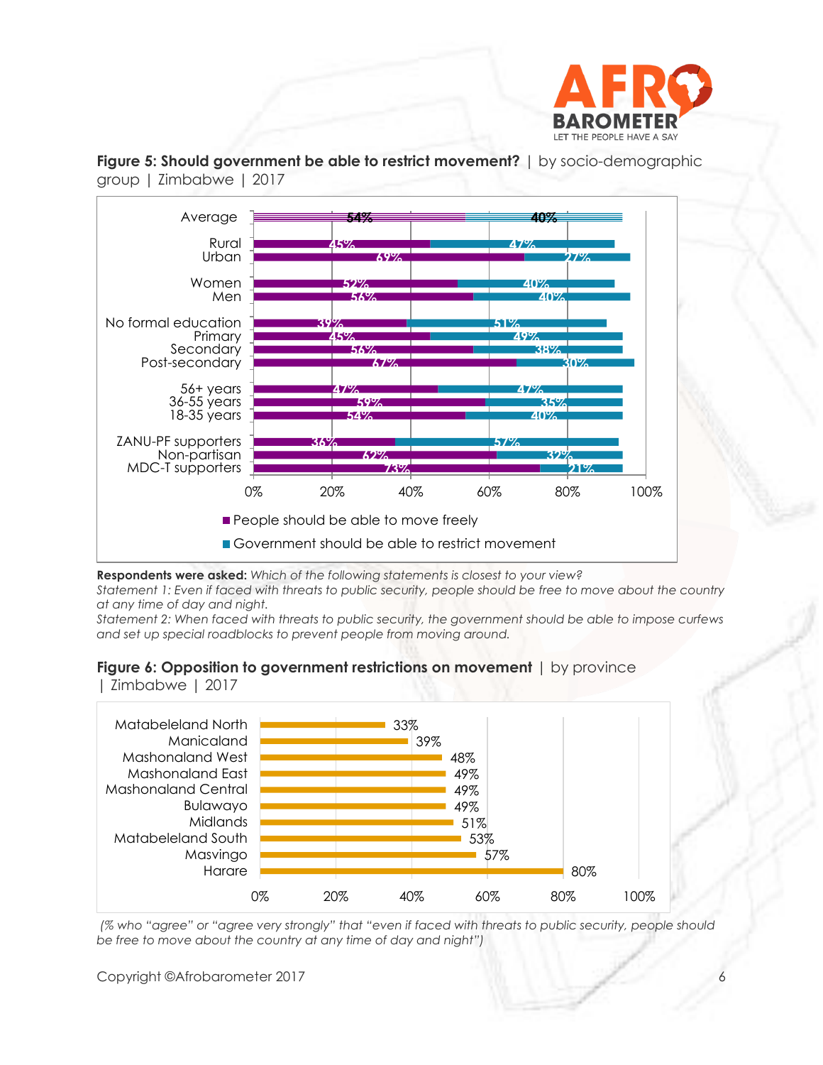**Figure 5: Should government be able to restrict movement?** | by socio-demographic group | Zimbabwe | 2017

| Group | People should be able to move freely | Government should be able to restrict movement |
|---|---|---|
| Average | 54% | 40% |
| Rural | 45% | 47% |
| Urban | 69% | 27% |
| Women | 52% | 40% |
| Men | 56% | 40% |
| No formal education | 39% | 51% |
| Primary | 45% | 49% |
| Secondary | 56% | 38% |
| Post-secondary | 67% | 30% |
| 56+ years | 47% | 47% |
| 36-55 years | 59% | 35% |
| 18-35 years | 54% | 40% |
| ZANU-PF supporters | 36% | 57% |
| Non-partisan | 62% | 32% |
| MDC-T supporters | 73% | 21% |

**Respondents were asked:** *Which of the following statements is closest to your view?*
*Statement 1: Even if faced with threats to public security, people should be free to move about the country at any time of day and night.*
*Statement 2: When faced with threats to public security, the government should be able to impose curfews and set up special roadblocks to prevent people from moving around.*

**Figure 6: Opposition to government restrictions on movement** | by province | Zimbabwe | 2017

| Province | % |
|---|---|
| Matabeleland North | 33% |
| Manicaland | 39% |
| Mashonaland West | 48% |
| Mashonaland East | 49% |
| Mashonaland Central | 49% |
| Bulawayo | 49% |
| Midlands | 51% |
| Matabeleland South | 53% |
| Masvingo | 57% |
| Harare | 80% |

*(% who "agree" or "agree very strongly" that "even if faced with threats to public security, people should be free to move about the country at any time of day and night")*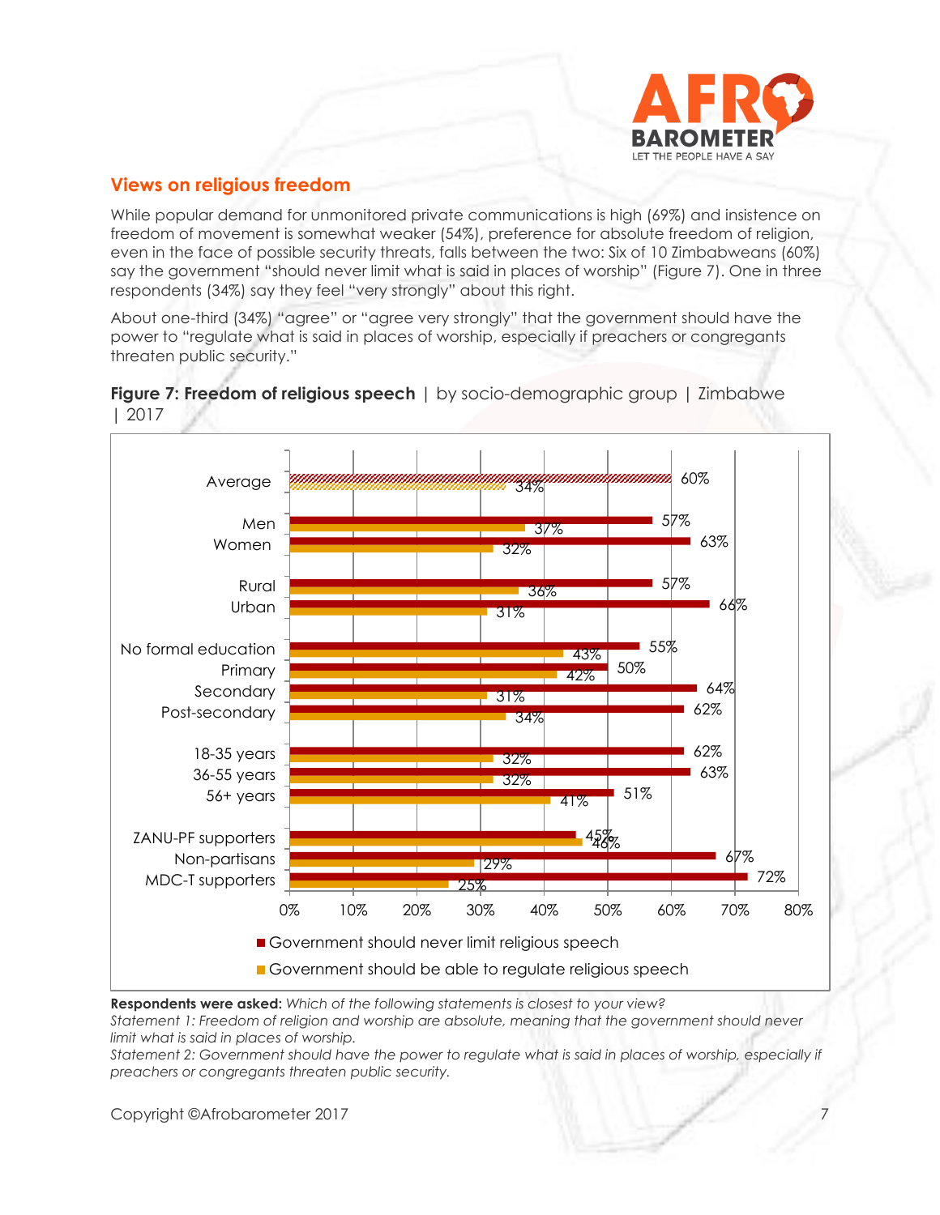## Views on religious freedom

While popular demand for unmonitored private communications is high (69%) and insistence on freedom of movement is somewhat weaker (54%), preference for absolute freedom of religion, even in the face of possible security threats, falls between the two: Six of 10 Zimbabweans (60%) say the government "should never limit what is said in places of worship" (Figure 7). One in three respondents (34%) say they feel "very strongly" about this right.

About one-third (34%) "agree" or "agree very strongly" that the government should have the power to "regulate what is said in places of worship, especially if preachers or congregants threaten public security."

**Figure 7: Freedom of religious speech** | by socio-demographic group | Zimbabwe | 2017

| Group | Government should never limit religious speech | Government should be able to regulate religious speech |
|---|---|---|
| Average | 60% | 34% |
| Men | 57% | 37% |
| Women | 63% | 32% |
| Rural | 57% | 36% |
| Urban | 66% | 31% |
| No formal education | 55% | 43% |
| Primary | 50% | 42% |
| Secondary | 64% | 31% |
| Post-secondary | 62% | 34% |
| 18-35 years | 62% | 32% |
| 36-55 years | 63% | 32% |
| 56+ years | 51% | 41% |
| ZANU-PF supporters | 45% | 46% |
| Non-partisans | 67% | 29% |
| MDC-T supporters | 72% | 25% |

**Respondents were asked:** *Which of the following statements is closest to your view?*
*Statement 1: Freedom of religion and worship are absolute, meaning that the government should never limit what is said in places of worship.*
*Statement 2: Government should have the power to regulate what is said in places of worship, especially if preachers or congregants threaten public security.*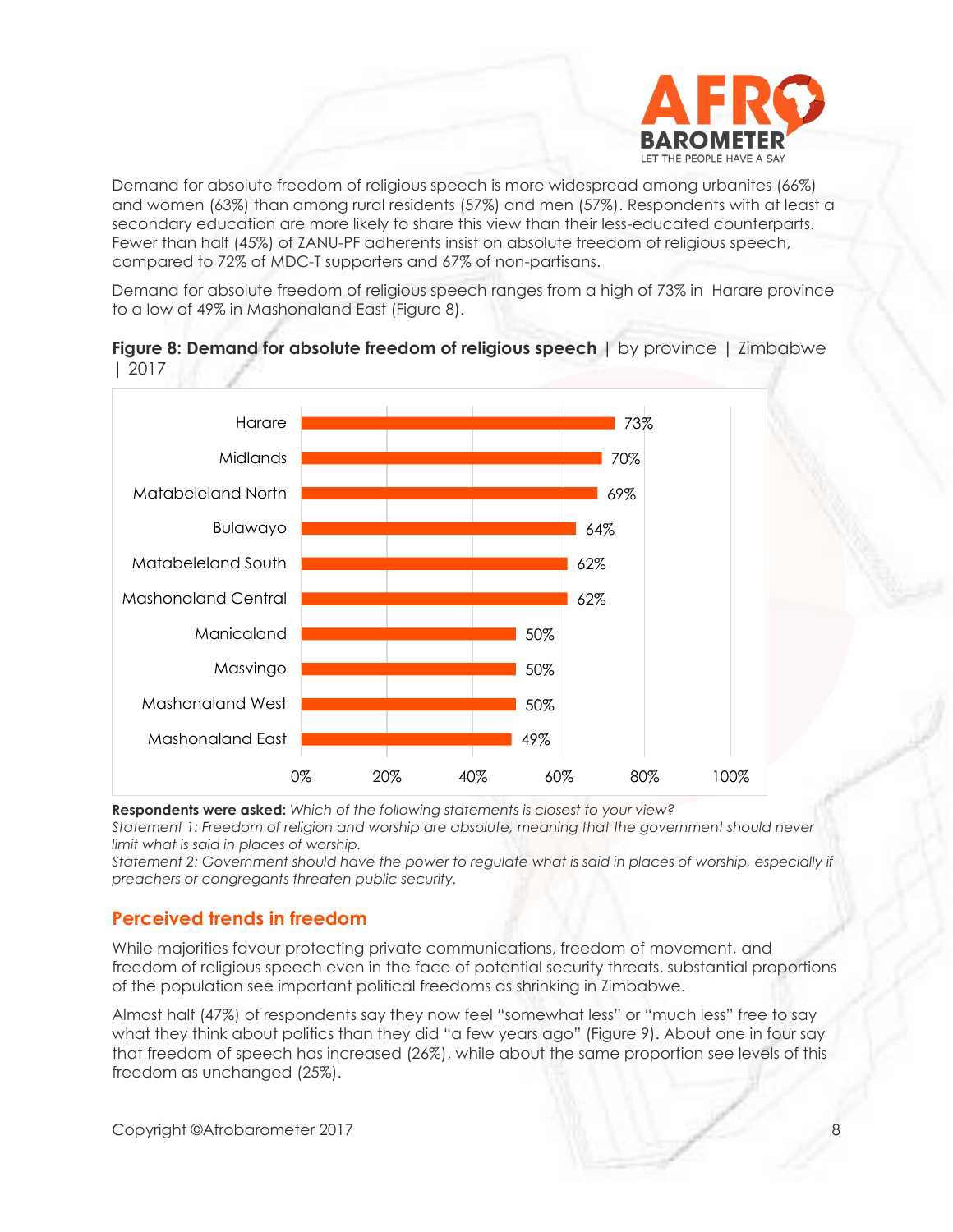Demand for absolute freedom of religious speech is more widespread among urbanites (66%) and women (63%) than among rural residents (57%) and men (57%). Respondents with at least a secondary education are more likely to share this view than their less-educated counterparts. Fewer than half (45%) of ZANU-PF adherents insist on absolute freedom of religious speech, compared to 72% of MDC-T supporters and 67% of non-partisans.

Demand for absolute freedom of religious speech ranges from a high of 73% in Harare province to a low of 49% in Mashonaland East (Figure 8).

**Figure 8: Demand for absolute freedom of religious speech** | by province | Zimbabwe | 2017

| Province | Percentage |
|---|---|
| Harare | 73% |
| Midlands | 70% |
| Matabeleland North | 69% |
| Bulawayo | 64% |
| Matabeleland South | 62% |
| Mashonaland Central | 62% |
| Manicaland | 50% |
| Masvingo | 50% |
| Mashonaland West | 50% |
| Mashonaland East | 49% |

**Respondents were asked:** *Which of the following statements is closest to your view?*
*Statement 1: Freedom of religion and worship are absolute, meaning that the government should never limit what is said in places of worship.*
*Statement 2: Government should have the power to regulate what is said in places of worship, especially if preachers or congregants threaten public security.*

## Perceived trends in freedom

While majorities favour protecting private communications, freedom of movement, and freedom of religious speech even in the face of potential security threats, substantial proportions of the population see important political freedoms as shrinking in Zimbabwe.

Almost half (47%) of respondents say they now feel "somewhat less" or "much less" free to say what they think about politics than they did "a few years ago" (Figure 9). About one in four say that freedom of speech has increased (26%), while about the same proportion see levels of this freedom as unchanged (25%).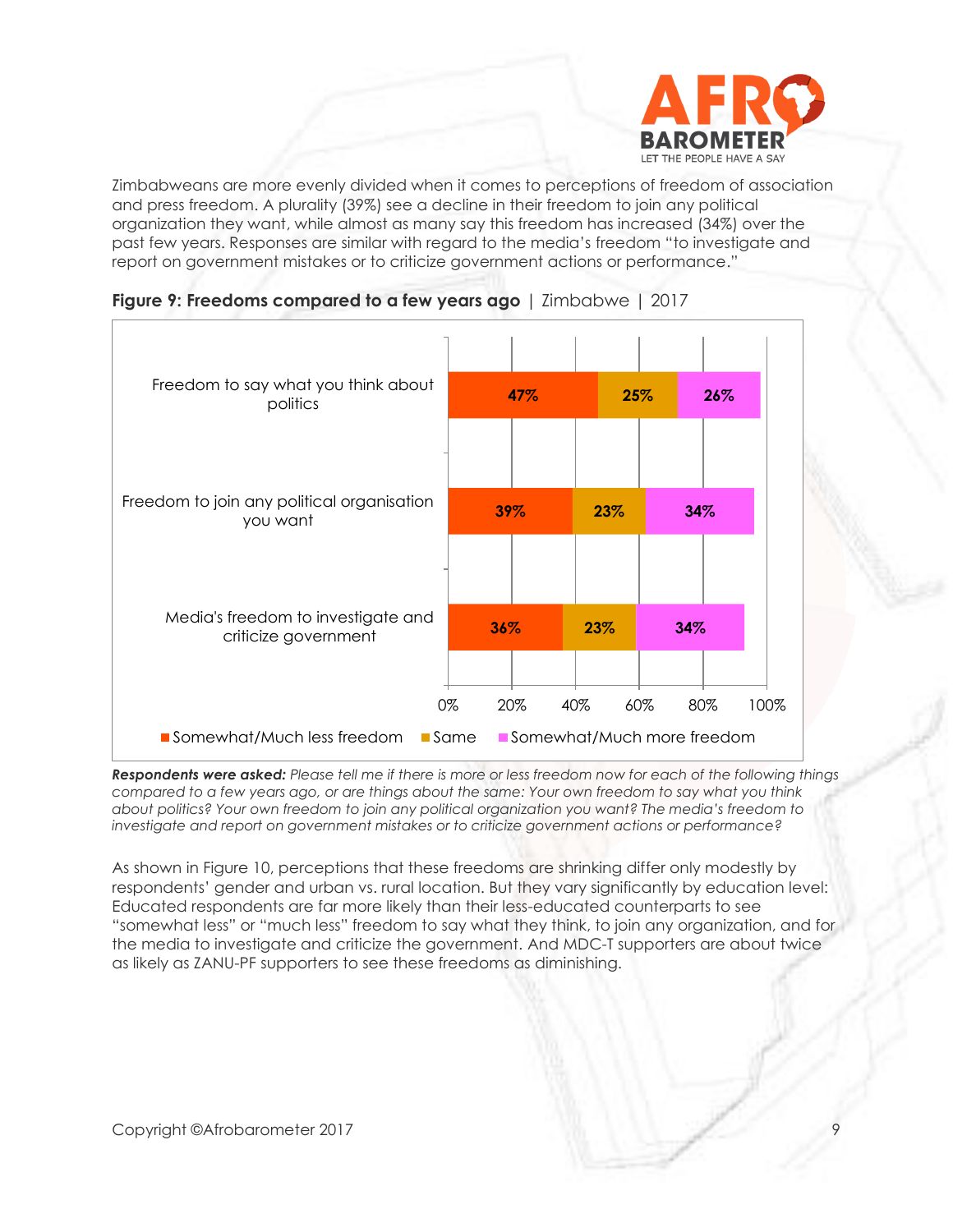Zimbabweans are more evenly divided when it comes to perceptions of freedom of association and press freedom. A plurality (39%) see a decline in their freedom to join any political organization they want, while almost as many say this freedom has increased (34%) over the past few years. Responses are similar with regard to the media's freedom "to investigate and report on government mistakes or to criticize government actions or performance."

**Figure 9: Freedoms compared to a few years ago** | Zimbabwe | 2017

| | Somewhat/Much less freedom | Same | Somewhat/Much more freedom |
|---|---|---|---|
| Freedom to say what you think about politics | 47% | 25% | 26% |
| Freedom to join any political organisation you want | 39% | 23% | 34% |
| Media's freedom to investigate and criticize government | 36% | 23% | 34% |

***Respondents were asked:*** *Please tell me if there is more or less freedom now for each of the following things compared to a few years ago, or are things about the same: Your own freedom to say what you think about politics? Your own freedom to join any political organization you want? The media's freedom to investigate and report on government mistakes or to criticize government actions or performance?*

As shown in Figure 10, perceptions that these freedoms are shrinking differ only modestly by respondents' gender and urban vs. rural location. But they vary significantly by education level: Educated respondents are far more likely than their less-educated counterparts to see "somewhat less" or "much less" freedom to say what they think, to join any organization, and for the media to investigate and criticize the government. And MDC-T supporters are about twice as likely as ZANU-PF supporters to see these freedoms as diminishing.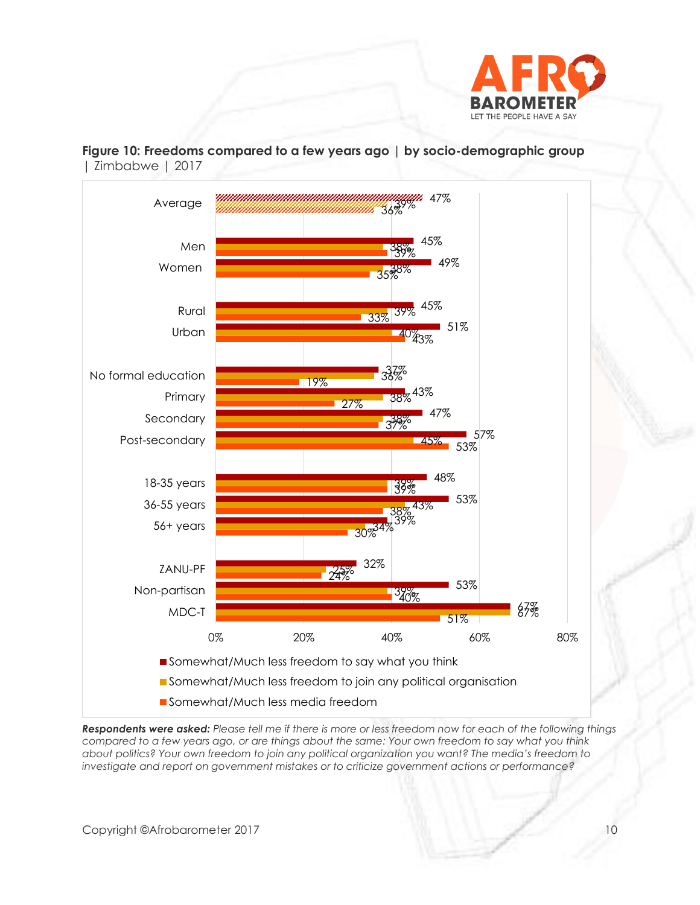**Figure 10: Freedoms compared to a few years ago | by socio-demographic group | Zimbabwe | 2017**

| | Somewhat/Much less freedom to say what you think | Somewhat/Much less freedom to join any political organisation | Somewhat/Much less media freedom |
|---|---|---|---|
| Average | 47% | 39% | 36% |
| Men | 45% | 38% | 39% |
| Women | 49% | 38% | 35% |
| Rural | 45% | 39% | 33% |
| Urban | 51% | 40% | 43% |
| No formal education | 37% | 36% | 19% |
| Primary | 43% | 38% | 27% |
| Secondary | 47% | 38% | 37% |
| Post-secondary | 57% | 45% | 53% |
| 18-35 years | 48% | 39% | 39% |
| 36-55 years | 53% | 43% | 38% |
| 56+ years | 39% | 34% | 30% |
| ZANU-PF | 32% | 25% | 24% |
| Non-partisan | 53% | 39% | 40% |
| MDC-T | 67% | 67% | 51% |

***Respondents were asked:*** *Please tell me if there is more or less freedom now for each of the following things compared to a few years ago, or are things about the same: Your own freedom to say what you think about politics? Your own freedom to join any political organization you want? The media's freedom to investigate and report on government mistakes or to criticize government actions or performance?*

Copyright ©Afrobarometer 2017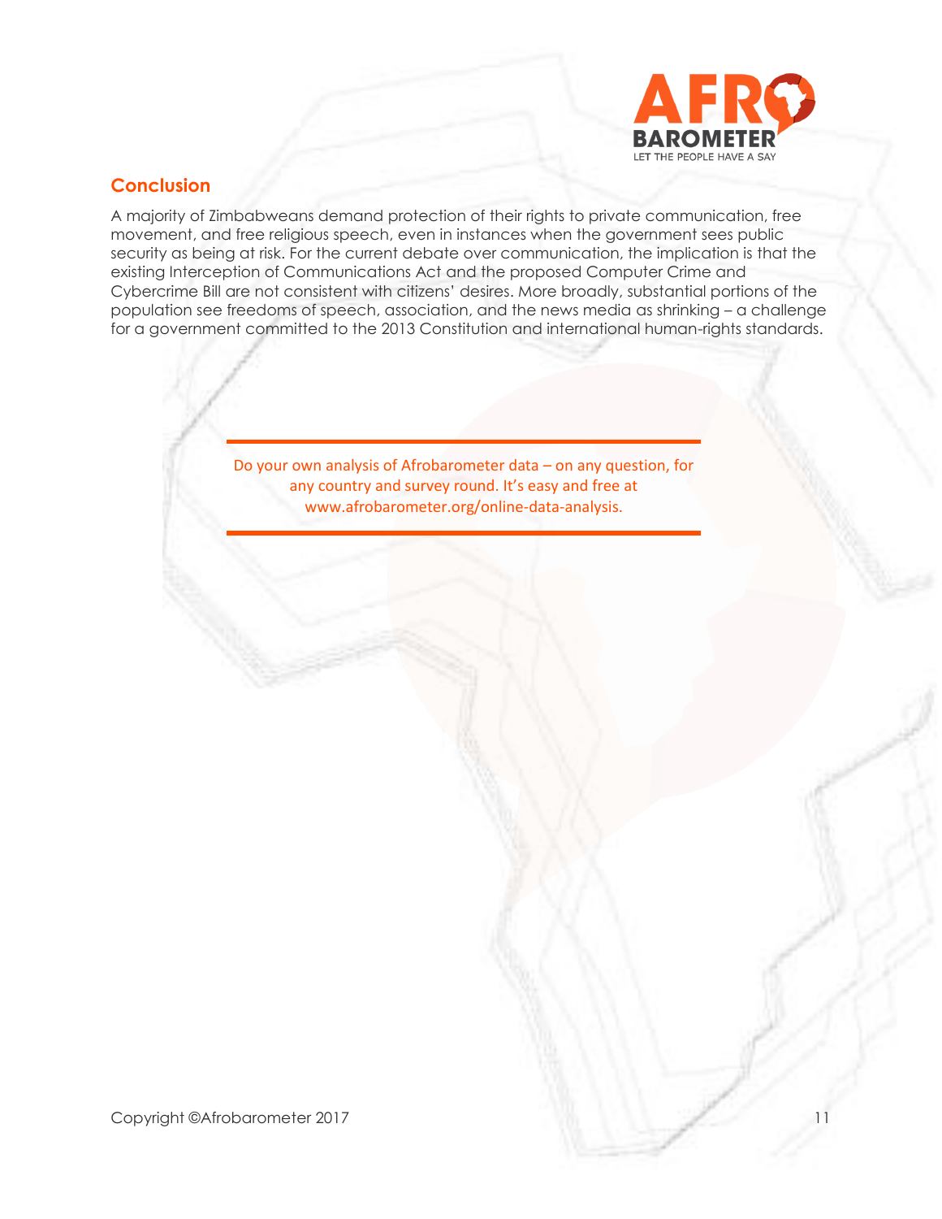## Conclusion

A majority of Zimbabweans demand protection of their rights to private communication, free movement, and free religious speech, even in instances when the government sees public security as being at risk. For the current debate over communication, the implication is that the existing Interception of Communications Act and the proposed Computer Crime and Cybercrime Bill are not consistent with citizens' desires. More broadly, substantial portions of the population see freedoms of speech, association, and the news media as shrinking – a challenge for a government committed to the 2013 Constitution and international human-rights standards.

---

Do your own analysis of Afrobarometer data – on any question, for any country and survey round. It's easy and free at www.afrobarometer.org/online-data-analysis.

---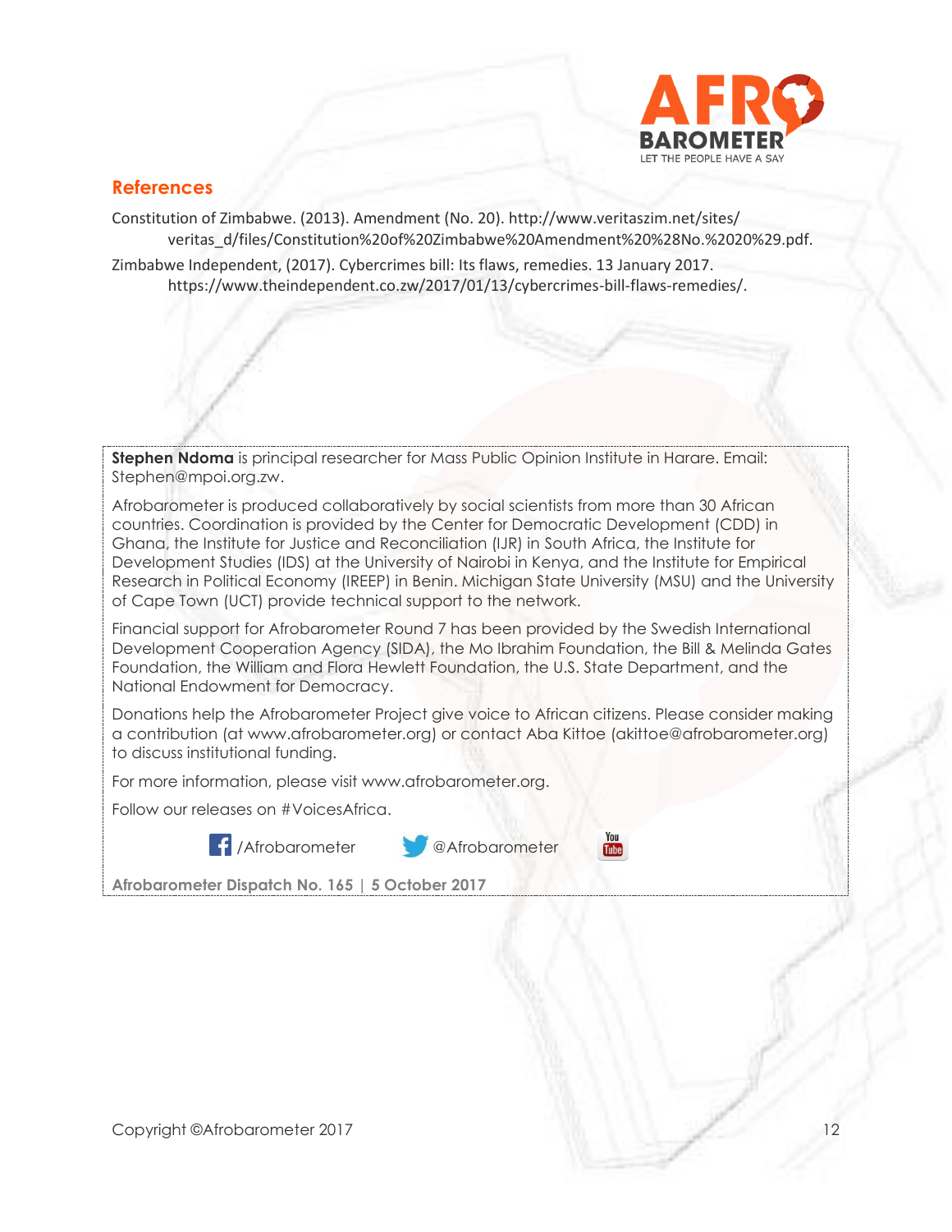## References

Constitution of Zimbabwe. (2013). Amendment (No. 20). http://www.veritaszim.net/sites/veritas_d/files/Constitution%20of%20Zimbabwe%20Amendment%20%28No.%2020%29.pdf.

Zimbabwe Independent, (2017). Cybercrimes bill: Its flaws, remedies. 13 January 2017. https://www.theindependent.co.zw/2017/01/13/cybercrimes-bill-flaws-remedies/.

**Stephen Ndoma** is principal researcher for Mass Public Opinion Institute in Harare. Email: Stephen@mpoi.org.zw.

Afrobarometer is produced collaboratively by social scientists from more than 30 African countries. Coordination is provided by the Center for Democratic Development (CDD) in Ghana, the Institute for Justice and Reconciliation (IJR) in South Africa, the Institute for Development Studies (IDS) at the University of Nairobi in Kenya, and the Institute for Empirical Research in Political Economy (IREEP) in Benin. Michigan State University (MSU) and the University of Cape Town (UCT) provide technical support to the network.

Financial support for Afrobarometer Round 7 has been provided by the Swedish International Development Cooperation Agency (SIDA), the Mo Ibrahim Foundation, the Bill & Melinda Gates Foundation, the William and Flora Hewlett Foundation, the U.S. State Department, and the National Endowment for Democracy.

Donations help the Afrobarometer Project give voice to African citizens. Please consider making a contribution (at www.afrobarometer.org) or contact Aba Kittoe (akittoe@afrobarometer.org) to discuss institutional funding.

For more information, please visit www.afrobarometer.org.

Follow our releases on #VoicesAfrica.

/Afrobarometer @Afrobarometer

**Afrobarometer Dispatch No. 165 | 5 October 2017**

Copyright ©Afrobarometer 2017